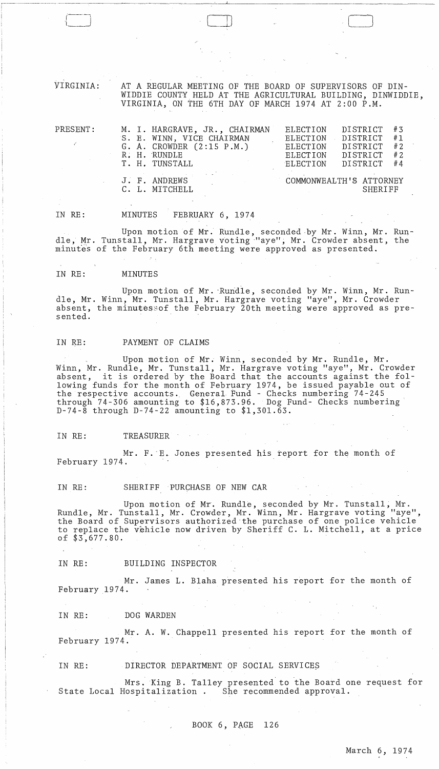VIRGINIA: AT A REGULAR MEETING OF THE BOARD OF SUPERVISORS OF DINWIDDIE COUNTY HELD AT THE AGRICULTURAL BUILDING, DINWIDDIE, VIRGINIA, ON THE 6TH DAY OF MARCH 1974 AT 2:00 P.M.

| PRESENT: | | |
|---|---|---|
| | M. I. HARGRAVE, JR., CHAIRMAN | ELECTION DISTRICT #3 |
| | S. E. WINN, VICE CHAIRMAN | ELECTION DISTRICT #1 |
| | G. A. CROWDER (2:15 P.M.) | ELECTION DISTRICT #2 |
| | R. H. RUNDLE | ELECTION DISTRICT #2 |
| | T. H. TUNSTALL | ELECTION DISTRICT #4 |
| | J. F. ANDREWS | COMMONWEALTH'S ATTORNEY |
| | C. L. MITCHELL | SHERIFF |

IN RE: MINUTES FEBRUARY 6, 1974

Upon motion of Mr. Rundle, seconded by Mr. Winn, Mr. Rundle, Mr. Tunstall, Mr. Hargrave voting "aye", Mr. Crowder absent, the minutes of the February 6th meeting were approved as presented.

IN RE: MINUTES

Upon motion of Mr. Rundle, seconded by Mr. Winn, Mr. Rundle, Mr. Winn, Mr. Tunstall, Mr. Hargrave voting "aye", Mr. Crowder absent, the minutes of the February 20th meeting were approved as presented.

IN RE: PAYMENT OF CLAIMS

Upon motion of Mr. Winn, seconded by Mr. Rundle, Mr. Winn, Mr. Rundle, Mr. Tunstall, Mr. Hargrave voting "aye", Mr. Crowder absent, it is ordered by the Board that the accounts against the following funds for the month of February 1974, be issued payable out of the respective accounts. General Fund - Checks numbering 74-245 through 74-306 amounting to $16,873.96. Dog Fund- Checks numbering D-74-8 through D-74-22 amounting to $1,301.63.

IN RE: TREASURER

Mr. F. E. Jones presented his report for the month of February 1974.

IN RE: SHERIFF PURCHASE OF NEW CAR

Upon motion of Mr. Rundle, seconded by Mr. Tunstall, Mr. Rundle, Mr. Tunstall, Mr. Crowder, Mr. Winn, Mr. Hargrave voting "aye", the Board of Supervisors authorized the purchase of one police vehicle to replace the vehicle now driven by Sheriff C. L. Mitchell, at a price of $3,677.80.

IN RE: BUILDING INSPECTOR

Mr. James L. Blaha presented his report for the month of February 1974.

IN RE: DOG WARDEN

Mr. A. W. Chappell presented his report for the month of February 1974.

IN RE: DIRECTOR DEPARTMENT OF SOCIAL SERVICES

Mrs. King B. Talley presented to the Board one request for State Local Hospitalization. She recommended approval.

BOOK 6, PAGE 126

March 6, 1974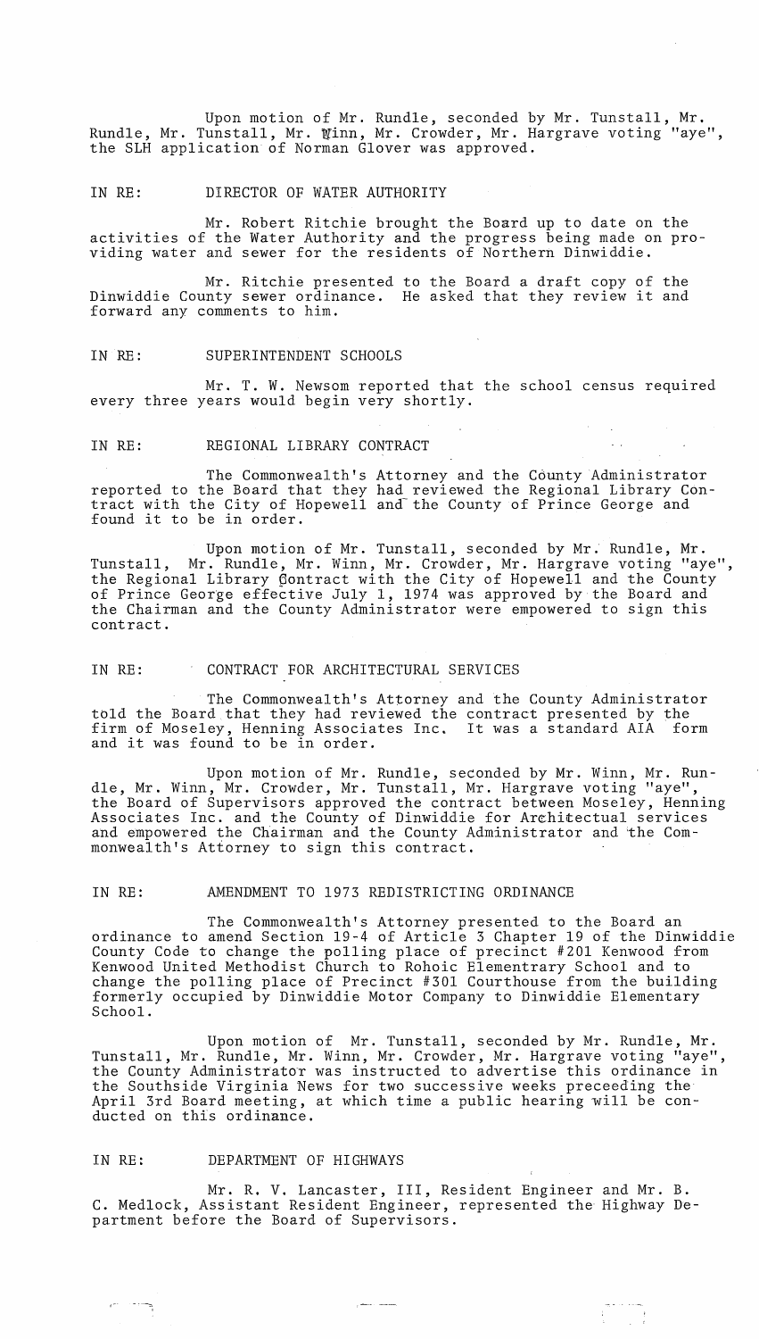Upon motion of Mr. Rundle, seconded by Mr. Tunstall, Mr. Rundle, Mr. Tunstall, Mr. Winn, Mr. Crowder, Mr. Hargrave voting "aye", the SLH application of Norman Glover was approved.

IN RE: DIRECTOR OF WATER AUTHORITY

Mr. Robert Ritchie brought the Board up to date on the activities of the Water Authority and the progress being made on providing water and sewer for the residents of Northern Dinwiddie.

Mr. Ritchie presented to the Board a draft copy of the Dinwiddie County sewer ordinance. He asked that they review it and forward any comments to him.

IN RE: SUPERINTENDENT SCHOOLS

Mr. T. W. Newsom reported that the school census required every three years would begin very shortly.

IN RE: REGIONAL LIBRARY CONTRACT

The Commonwealth's Attorney and the County Administrator reported to the Board that they had reviewed the Regional Library Contract with the City of Hopewell and the County of Prince George and found it to be in order.

Upon motion of Mr. Tunstall, seconded by Mr. Rundle, Mr. Tunstall, Mr. Rundle, Mr. Winn, Mr. Crowder, Mr. Hargrave voting "aye", the Regional Library Contract with the City of Hopewell and the County of Prince George effective July 1, 1974 was approved by the Board and the Chairman and the County Administrator were empowered to sign this contract.

IN RE: CONTRACT FOR ARCHITECTURAL SERVICES

The Commonwealth's Attorney and the County Administrator told the Board that they had reviewed the contract presented by the firm of Moseley, Henning Associates Inc. It was a standard AIA form and it was found to be in order.

Upon motion of Mr. Rundle, seconded by Mr. Winn, Mr. Rundle, Mr. Winn, Mr. Crowder, Mr. Tunstall, Mr. Hargrave voting "aye", the Board of Supervisors approved the contract between Moseley, Henning Associates Inc. and the County of Dinwiddie for Architectual services and empowered the Chairman and the County Administrator and the Commonwealth's Attorney to sign this contract.

IN RE: AMENDMENT TO 1973 REDISTRICTING ORDINANCE

The Commonwealth's Attorney presented to the Board an ordinance to amend Section 19-4 of Article 3 Chapter 19 of the Dinwiddie County Code to change the polling place of precinct #201 Kenwood from Kenwood United Methodist Church to Rohoic Elementrary School and to change the polling place of Precinct #301 Courthouse from the building formerly occupied by Dinwiddie Motor Company to Dinwiddie Elementary School.

Upon motion of Mr. Tunstall, seconded by Mr. Rundle, Mr. Tunstall, Mr. Rundle, Mr. Winn, Mr. Crowder, Mr. Hargrave voting "aye", the County Administrator was instructed to advertise this ordinance in the Southside Virginia News for two successive weeks preceeding the April 3rd Board meeting, at which time a public hearing will be conducted on this ordinance.

IN RE: DEPARTMENT OF HIGHWAYS

Mr. R. V. Lancaster, III, Resident Engineer and Mr. B. C. Medlock, Assistant Resident Engineer, represented the Highway Department before the Board of Supervisors.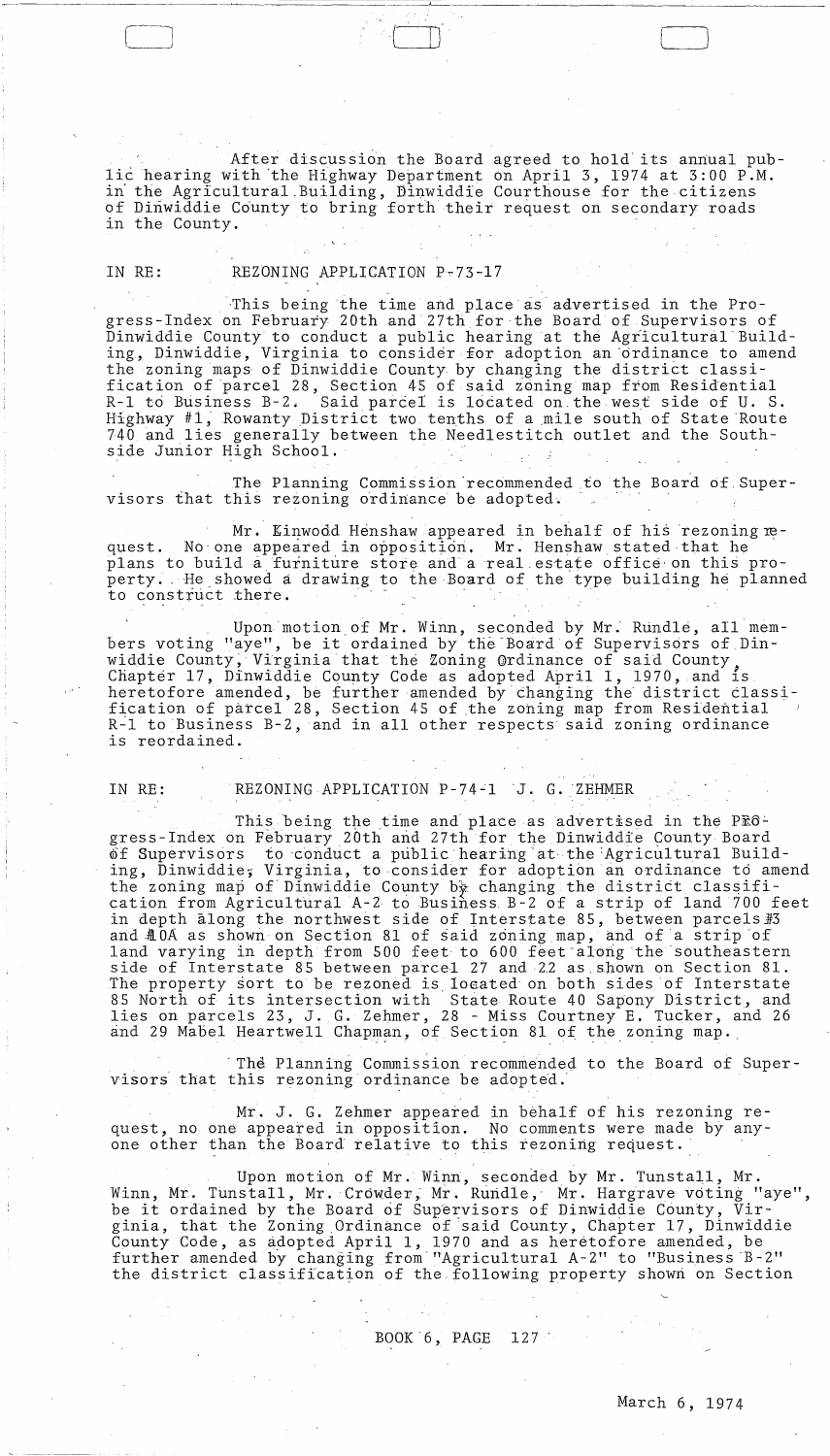After discussion the Board agreed to hold its annual public hearing with the Highway Department on April 3, 1974 at 3:00 P.M. in the Agricultural Building, Dinwiddie Courthouse for the citizens of Dinwiddie County to bring forth their request on secondary roads in the County.

IN RE: REZONING APPLICATION P-73-17

This being the time and place as advertised in the Progress-Index on February 20th and 27th for the Board of Supervisors of Dinwiddie County to conduct a public hearing at the Agricultural Building, Dinwiddie, Virginia to consider for adoption an ordinance to amend the zoning maps of Dinwiddie County by changing the district classification of parcel 28, Section 45 of said zoning map from Residential R-1 to Business B-2. Said parcel is located on the west side of U. S. Highway #1, Rowanty District two tenths of a mile south of State Route 740 and lies generally between the Needlestitch outlet and the Southside Junior High School.

The Planning Commission recommended to the Board of Supervisors that this rezoning ordinance be adopted.

Mr. Kinwood Henshaw appeared in behalf of his rezoning request. No one appeared in opposition. Mr. Henshaw stated that he plans to build a furniture store and a real estate office on this property. He showed a drawing to the Board of the type building he planned to construct there.

Upon motion of Mr. Winn, seconded by Mr. Rundle, all members voting "aye", be it ordained by the Board of Supervisors of Dinwiddie County, Virginia that the Zoning Ordinance of said County, Chapter 17, Dinwiddie County Code as adopted April 1, 1970, and is heretofore amended, be further amended by changing the district classification of parcel 28, Section 45 of the zoning map from Residential R-1 to Business B-2, and in all other respects said zoning ordinance is reordained.

IN RE: REZONING APPLICATION P-74-1 J. G. ZEHMER

This being the time and place as advertised in the Progress-Index on February 20th and 27th for the Dinwiddie County Board of Supervisors to conduct a public hearing at the Agricultural Building, Dinwiddie, Virginia, to consider for adoption an ordinance to amend the zoning map of Dinwiddie County by changing the district classification from Agricultural A-2 to Business B-2 of a strip of land 700 feet in depth along the northwest side of Interstate 85, between parcels #3 and #0A as shown on Section 81 of said zoning map, and of a strip of land varying in depth from 500 feet to 600 feet along the southeastern side of Interstate 85 between parcel 27 and 22 as shown on Section 81. The property sort to be rezoned is located on both sides of Interstate 85 North of its intersection with State Route 40 Sapony District, and lies on parcels 23, J. G. Zehmer, 28 - Miss Courtney E. Tucker, and 26 and 29 Mabel Heartwell Chapman, of Section 81 of the zoning map.

The Planning Commission recommended to the Board of Supervisors that this rezoning ordinance be adopted.

Mr. J. G. Zehmer appeared in behalf of his rezoning request, no one appeared in opposition. No comments were made by anyone other than the Board relative to this rezoning request.

Upon motion of Mr. Winn, seconded by Mr. Tunstall, Mr. Winn, Mr. Tunstall, Mr. Crowder, Mr. Rundle, Mr. Hargrave voting "aye", be it ordained by the Board of Supervisors of Dinwiddie County, Virginia, that the Zoning Ordinance of said County, Chapter 17, Dinwiddie County Code, as adopted April 1, 1970 and as heretofore amended, be further amended by changing from "Agricultural A-2" to "Business B-2" the district classification of the following property shown on Section

BOOK 6, PAGE 127

March 6, 1974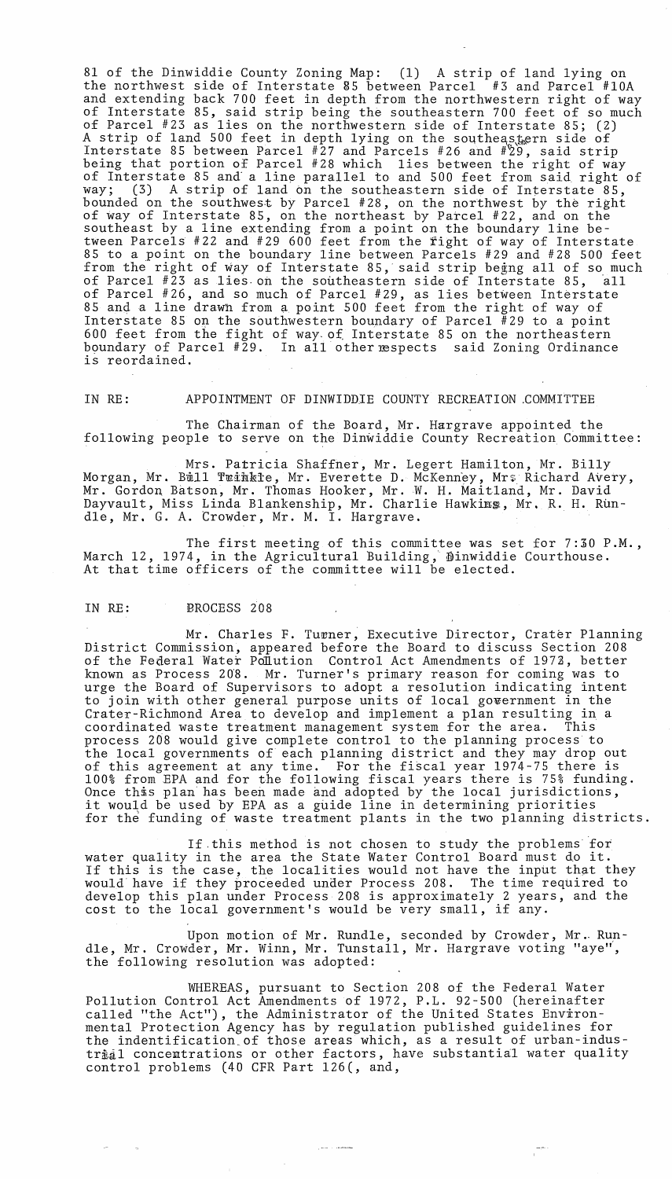81 of the Dinwiddie County Zoning Map: (1) A strip of land lying on the northwest side of Interstate 85 between Parcel #3 and Parcel #10A and extending back 700 feet in depth from the northwestern right of way of Interstate 85, said strip being the southeastern 700 feet of so much of Parcel #23 as lies on the northwestern side of Interstate 85; (2) A strip of land 500 feet in depth lying on the southeastern side of Interstate 85 between Parcel #27 and Parcels #26 and #29, said strip being that portion of Parcel #28 which lies between the right of way of Interstate 85 and a line parallel to and 500 feet from said right of way; (3) A strip of land on the southeastern side of Interstate 85, bounded on the southwest by Parcel #28, on the northwest by the right of way of Interstate 85, on the northeast by Parcel #22, and on the southeast by a line extending from a point on the boundary line between Parcels #22 and #29 600 feet from the right of way of Interstate 85 to a point on the boundary line between Parcels #29 and #28 500 feet from the right of way of Interstate 85, said strip being all of so much of Parcel #23 as lies on the southeastern side of Interstate 85, all of Parcel #26, and so much of Parcel #29, as lies between Interstate 85 and a line drawn from a point 500 feet from the right of way of Interstate 85 on the southwestern boundary of Parcel #29 to a point 600 feet from the right of way of Interstate 85 on the northeastern boundary of Parcel #29. In all other respects said Zoning Ordinance is reordained.

IN RE: APPOINTMENT OF DINWIDDIE COUNTY RECREATION COMMITTEE

The Chairman of the Board, Mr. Hargrave appointed the following people to serve on the Dinwiddie County Recreation Committee:

Mrs. Patricia Shaffner, Mr. Legert Hamilton, Mr. Billy Morgan, Mr. Bill Twinkle, Mr. Everette D. McKenney, Mrs. Richard Avery, Mr. Gordon Batson, Mr. Thomas Hooker, Mr. W. H. Maitland, Mr. David Dayvault, Miss Linda Blankenship, Mr. Charlie Hawkins, Mr. R. H. Rundle, Mr. G. A. Crowder, Mr. M. I. Hargrave.

The first meeting of this committee was set for 7:30 P.M., March 12, 1974, in the Agricultural Building, Dinwiddie Courthouse. At that time officers of the committee will be elected.

IN RE: PROCESS 208

Mr. Charles F. Turner, Executive Director, Crater Planning District Commission, appeared before the Board to discuss Section 208 of the Federal Water Pollution Control Act Amendments of 1972, better known as Process 208. Mr. Turner's primary reason for coming was to urge the Board of Supervisors to adopt a resolution indicating intent to join with other general purpose units of local government in the Crater-Richmond Area to develop and implement a plan resulting in a coordinated waste treatment management system for the area. This process 208 would give complete control to the planning process to the local governments of each planning district and they may drop out of this agreement at any time. For the fiscal year 1974-75 there is 100% from EPA and for the following fiscal years there is 75% funding. Once this plan has been made and adopted by the local jurisdictions, it would be used by EPA as a guide line in determining priorities for the funding of waste treatment plants in the two planning districts.

If this method is not chosen to study the problems for water quality in the area the State Water Control Board must do it. If this is the case, the localities would not have the input that they would have if they proceeded under Process 208. The time required to develop this plan under Process 208 is approximately 2 years, and the cost to the local government's would be very small, if any.

Upon motion of Mr. Rundle, seconded by Crowder, Mr. Rundle, Mr. Crowder, Mr. Winn, Mr. Tunstall, Mr. Hargrave voting "aye", the following resolution was adopted:

WHEREAS, pursuant to Section 208 of the Federal Water Pollution Control Act Amendments of 1972, P.L. 92-500 (hereinafter called "the Act"), the Administrator of the United States Environmental Protection Agency has by regulation published guidelines for the indentification of those areas which, as a result of urban-industrial concentrations or other factors, have substantial water quality control problems (40 CFR Part 126(, and,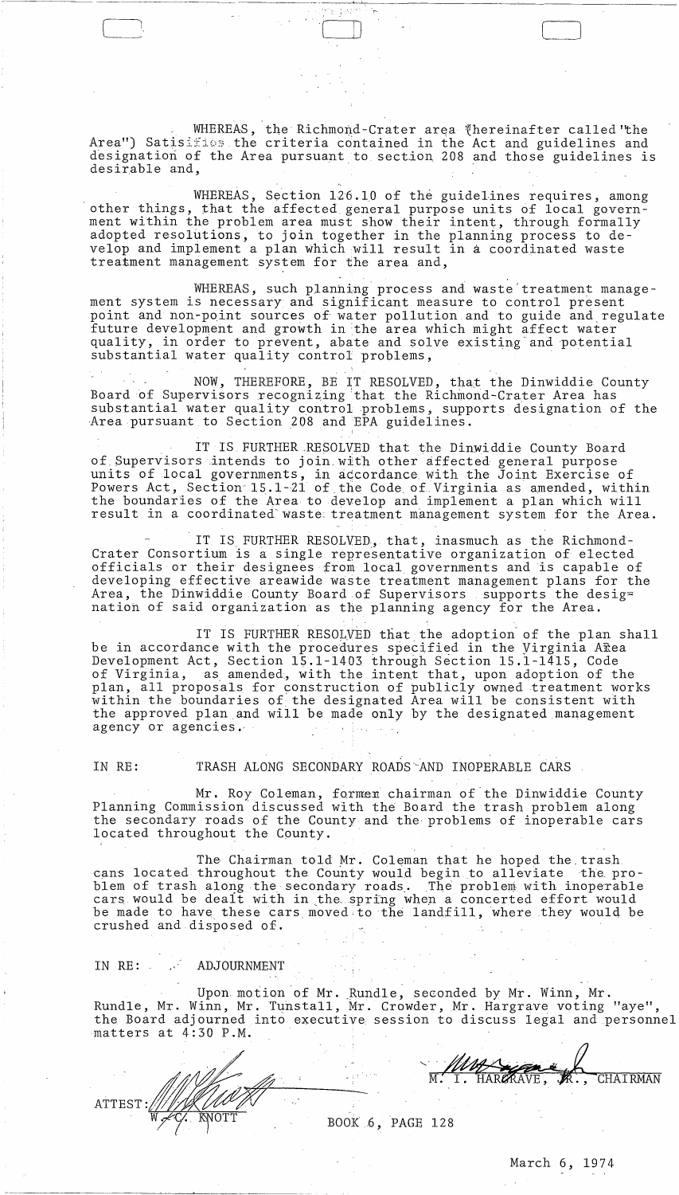WHEREAS, the Richmond-Crater area (hereinafter called "the Area") Satisfies the criteria contained in the Act and guidelines and designation of the Area pursuant to section 208 and those guidelines is desirable and,

WHEREAS, Section 126.10 of the guidelines requires, among other things, that the affected general purpose units of local government within the problem area must show their intent, through formally adopted resolutions, to join together in the planning process to develop and implement a plan which will result in a coordinated waste treatment management system for the area and,

WHEREAS, such planning process and waste treatment management system is necessary and significant measure to control present point and non-point sources of water pollution and to guide and regulate future development and growth in the area which might affect water quality, in order to prevent, abate and solve existing and potential substantial water quality control problems,

NOW, THEREFORE, BE IT RESOLVED, that the Dinwiddie County Board of Supervisors recognizing that the Richmond-Crater Area has substantial water quality control problems, supports designation of the Area pursuant to Section 208 and EPA guidelines.

IT IS FURTHER RESOLVED that the Dinwiddie County Board of Supervisors intends to join with other affected general purpose units of local governments, in accordance with the Joint Exercise of Powers Act, Section 15.1-21 of the Code of Virginia as amended, within the boundaries of the Area to develop and implement a plan which will result in a coordinated waste treatment management system for the Area.

IT IS FURTHER RESOLVED, that, inasmuch as the Richmond-Crater Consortium is a single representative organization of elected officials or their designees from local governments and is capable of developing effective areawide waste treatment management plans for the Area, the Dinwiddie County Board of Supervisors supports the designation of said organization as the planning agency for the Area.

IT IS FURTHER RESOLVED that the adoption of the plan shall be in accordance with the procedures specified in the Virginia Area Development Act, Section 15.1-1403 through Section 15.1-1415, Code of Virginia, as amended, with the intent that, upon adoption of the plan, all proposals for construction of publicly owned treatment works within the boundaries of the designated Area will be consistent with the approved plan and will be made only by the designated management agency or agencies.

IN RE: TRASH ALONG SECONDARY ROADS AND INOPERABLE CARS

Mr. Roy Coleman, former chairman of the Dinwiddie County Planning Commission discussed with the Board the trash problem along the secondary roads of the County and the problems of inoperable cars located throughout the County.

The Chairman told Mr. Coleman that he hoped the trash cans located throughout the County would begin to alleviate the problem of trash along the secondary roads. The problem with inoperable cars would be dealt with in the spring when a concerted effort would be made to have these cars moved to the landfill, where they would be crushed and disposed of.

IN RE: ADJOURNMENT

Upon motion of Mr. Rundle, seconded by Mr. Winn, Mr. Rundle, Mr. Winn, Mr. Tunstall, Mr. Crowder, Mr. Hargrave voting "aye", the Board adjourned into executive session to discuss legal and personnel matters at 4:30 P.M.

M. I. HARGRAVE, JR., CHAIRMAN

ATTEST: W. C. KNOTT

BOOK 6, PAGE 128

March 6, 1974